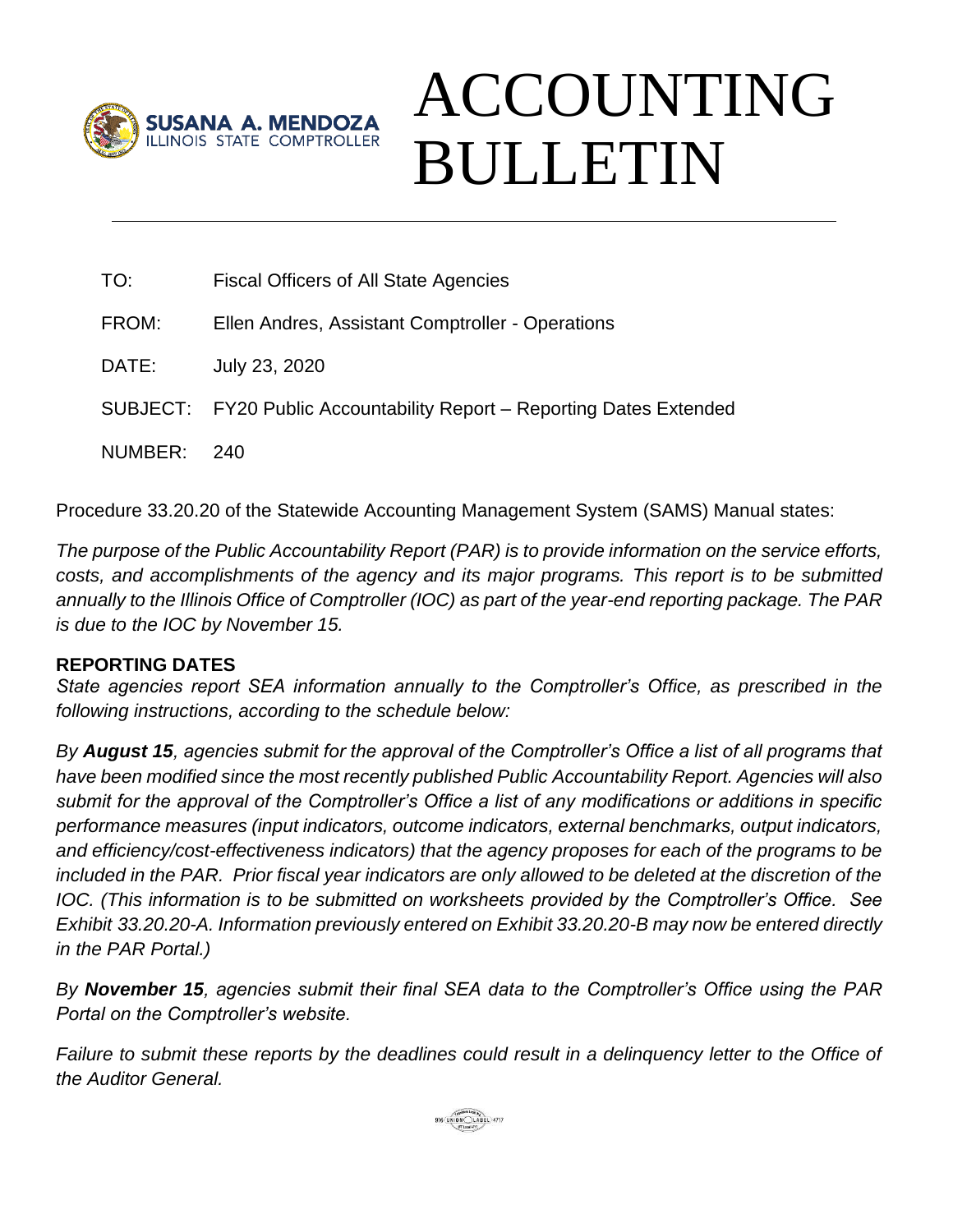SUSANA A. MENDOZA
ILLINOIS STATE COMPTROLLER

# ACCOUNTING BULLETIN

---

TO: Fiscal Officers of All State Agencies

FROM: Ellen Andres, Assistant Comptroller - Operations

DATE: July 23, 2020

SUBJECT: FY20 Public Accountability Report – Reporting Dates Extended

NUMBER: 240

Procedure 33.20.20 of the Statewide Accounting Management System (SAMS) Manual states:

*The purpose of the Public Accountability Report (PAR) is to provide information on the service efforts, costs, and accomplishments of the agency and its major programs. This report is to be submitted annually to the Illinois Office of Comptroller (IOC) as part of the year-end reporting package. The PAR is due to the IOC by November 15.*

**REPORTING DATES**

*State agencies report SEA information annually to the Comptroller's Office, as prescribed in the following instructions, according to the schedule below:*

*By **August 15**, agencies submit for the approval of the Comptroller's Office a list of all programs that have been modified since the most recently published Public Accountability Report. Agencies will also submit for the approval of the Comptroller's Office a list of any modifications or additions in specific performance measures (input indicators, outcome indicators, external benchmarks, output indicators, and efficiency/cost-effectiveness indicators) that the agency proposes for each of the programs to be included in the PAR. Prior fiscal year indicators are only allowed to be deleted at the discretion of the IOC. (This information is to be submitted on worksheets provided by the Comptroller's Office. See Exhibit 33.20.20-A. Information previously entered on Exhibit 33.20.20-B may now be entered directly in the PAR Portal.)*

*By **November 15**, agencies submit their final SEA data to the Comptroller's Office using the PAR Portal on the Comptroller's website.*

*Failure to submit these reports by the deadlines could result in a delinquency letter to the Office of the Auditor General.*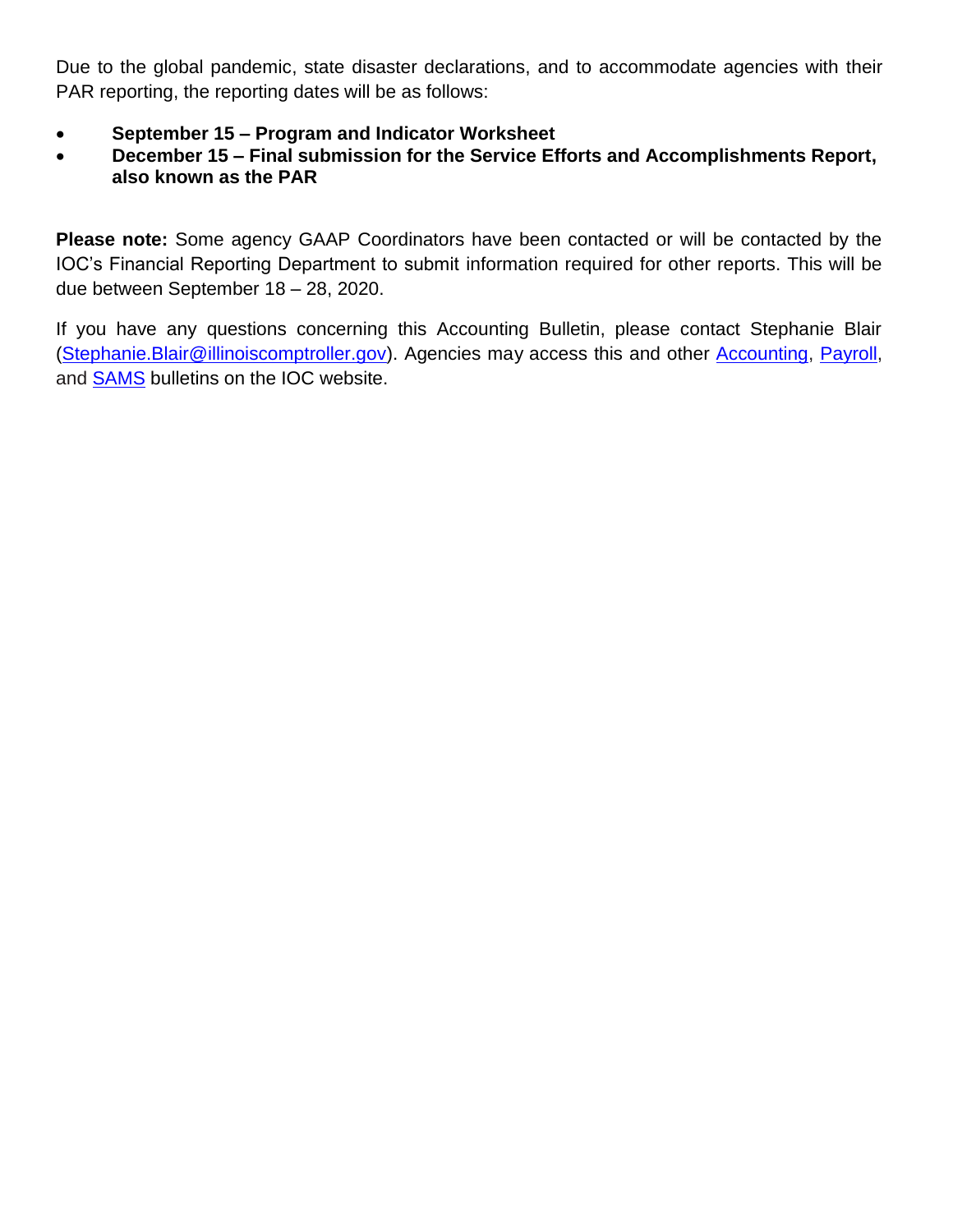Due to the global pandemic, state disaster declarations, and to accommodate agencies with their PAR reporting, the reporting dates will be as follows:

- **September 15 – Program and Indicator Worksheet**
- **December 15 – Final submission for the Service Efforts and Accomplishments Report, also known as the PAR**

**Please note:** Some agency GAAP Coordinators have been contacted or will be contacted by the IOC's Financial Reporting Department to submit information required for other reports. This will be due between September 18 – 28, 2020.

If you have any questions concerning this Accounting Bulletin, please contact Stephanie Blair (Stephanie.Blair@illinoiscomptroller.gov). Agencies may access this and other Accounting, Payroll, and SAMS bulletins on the IOC website.